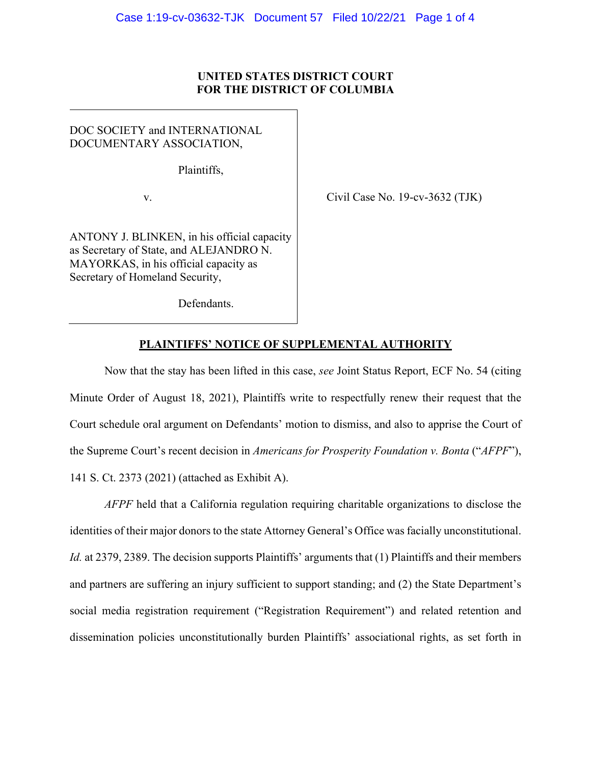**UNITED STATES DISTRICT COURT**
**FOR THE DISTRICT OF COLUMBIA**

DOC SOCIETY and INTERNATIONAL DOCUMENTARY ASSOCIATION,

Plaintiffs,

v.

ANTONY J. BLINKEN, in his official capacity as Secretary of State, and ALEJANDRO N. MAYORKAS, in his official capacity as Secretary of Homeland Security,

Defendants.

Civil Case No. 19-cv-3632 (TJK)

**PLAINTIFFS' NOTICE OF SUPPLEMENTAL AUTHORITY**

Now that the stay has been lifted in this case, *see* Joint Status Report, ECF No. 54 (citing Minute Order of August 18, 2021), Plaintiffs write to respectfully renew their request that the Court schedule oral argument on Defendants' motion to dismiss, and also to apprise the Court of the Supreme Court's recent decision in *Americans for Prosperity Foundation v. Bonta* ("*AFPF*"), 141 S. Ct. 2373 (2021) (attached as Exhibit A).

*AFPF* held that a California regulation requiring charitable organizations to disclose the identities of their major donors to the state Attorney General's Office was facially unconstitutional. *Id.* at 2379, 2389. The decision supports Plaintiffs' arguments that (1) Plaintiffs and their members and partners are suffering an injury sufficient to support standing; and (2) the State Department's social media registration requirement ("Registration Requirement") and related retention and dissemination policies unconstitutionally burden Plaintiffs' associational rights, as set forth in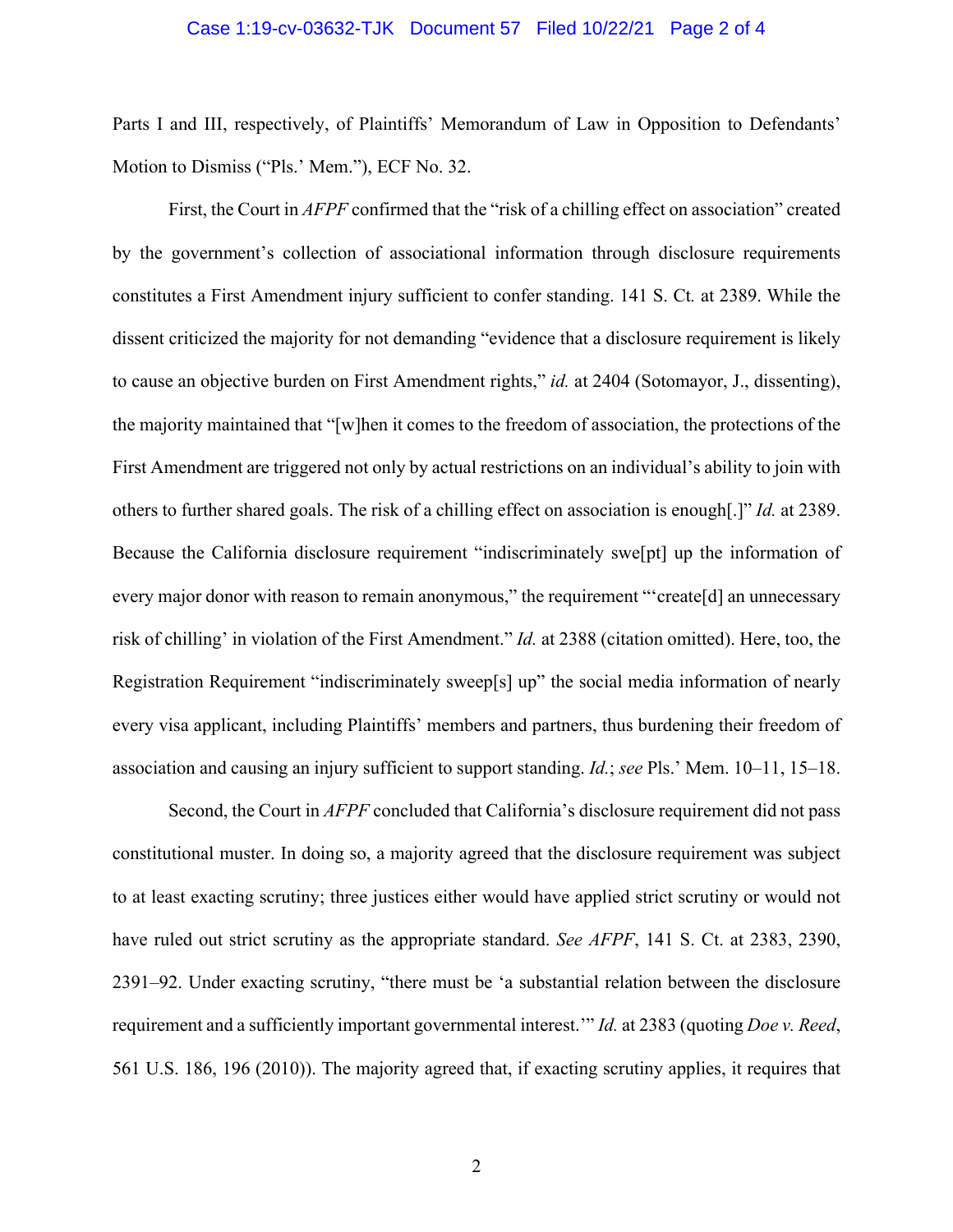Parts I and III, respectively, of Plaintiffs' Memorandum of Law in Opposition to Defendants' Motion to Dismiss ("Pls.' Mem."), ECF No. 32.

First, the Court in *AFPF* confirmed that the "risk of a chilling effect on association" created by the government's collection of associational information through disclosure requirements constitutes a First Amendment injury sufficient to confer standing. 141 S. Ct. at 2389. While the dissent criticized the majority for not demanding "evidence that a disclosure requirement is likely to cause an objective burden on First Amendment rights," *id.* at 2404 (Sotomayor, J., dissenting), the majority maintained that "[w]hen it comes to the freedom of association, the protections of the First Amendment are triggered not only by actual restrictions on an individual's ability to join with others to further shared goals. The risk of a chilling effect on association is enough[.]" *Id.* at 2389. Because the California disclosure requirement "indiscriminately swe[pt] up the information of every major donor with reason to remain anonymous," the requirement "'create[d] an unnecessary risk of chilling' in violation of the First Amendment." *Id.* at 2388 (citation omitted). Here, too, the Registration Requirement "indiscriminately sweep[s] up" the social media information of nearly every visa applicant, including Plaintiffs' members and partners, thus burdening their freedom of association and causing an injury sufficient to support standing. *Id.*; *see* Pls.' Mem. 10–11, 15–18.

Second, the Court in *AFPF* concluded that California's disclosure requirement did not pass constitutional muster. In doing so, a majority agreed that the disclosure requirement was subject to at least exacting scrutiny; three justices either would have applied strict scrutiny or would not have ruled out strict scrutiny as the appropriate standard. *See AFPF*, 141 S. Ct. at 2383, 2390, 2391–92. Under exacting scrutiny, "there must be 'a substantial relation between the disclosure requirement and a sufficiently important governmental interest.'" *Id.* at 2383 (quoting *Doe v. Reed*, 561 U.S. 186, 196 (2010)). The majority agreed that, if exacting scrutiny applies, it requires that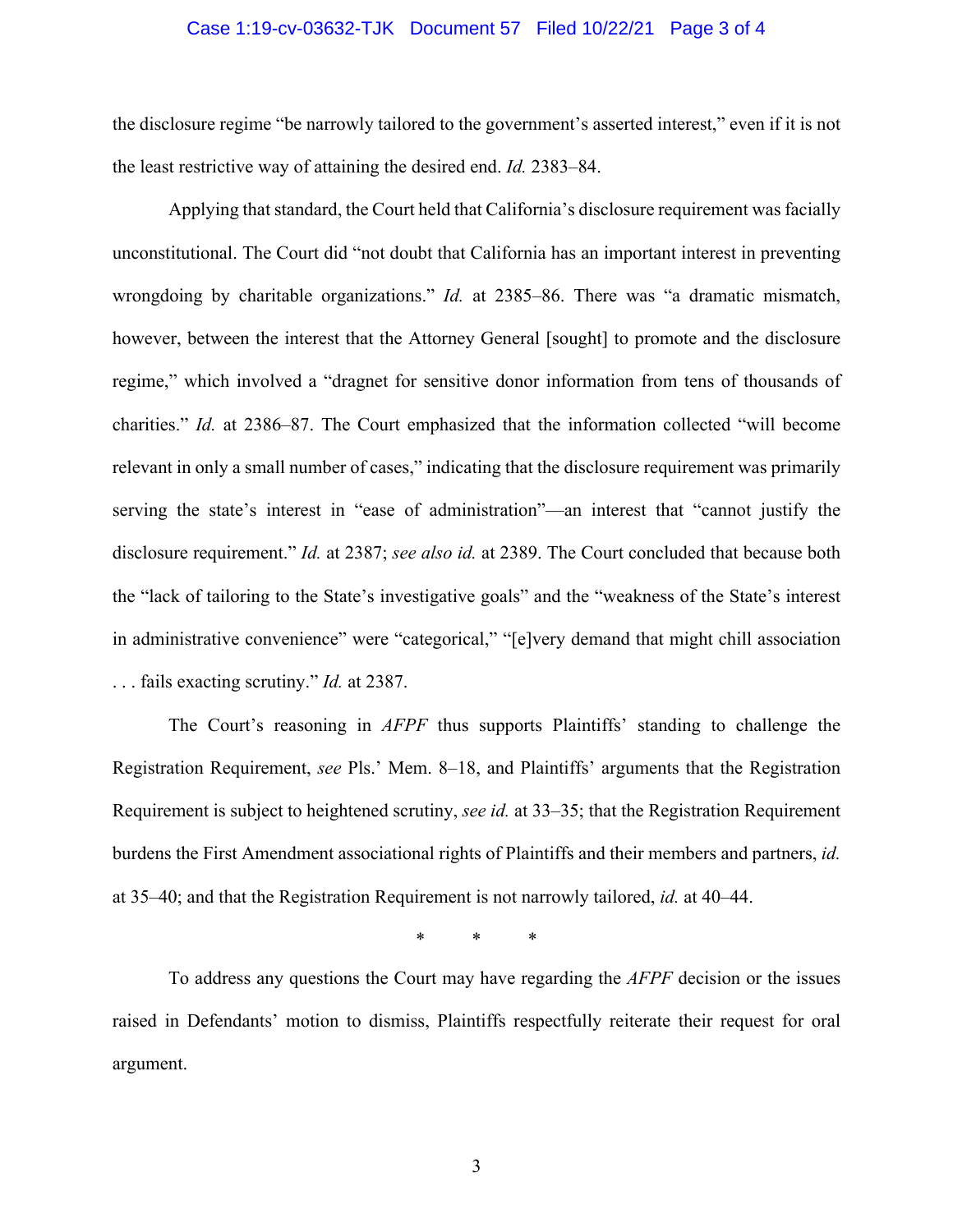the disclosure regime "be narrowly tailored to the government's asserted interest," even if it is not the least restrictive way of attaining the desired end. *Id.* 2383–84.

Applying that standard, the Court held that California's disclosure requirement was facially unconstitutional. The Court did "not doubt that California has an important interest in preventing wrongdoing by charitable organizations." *Id.* at 2385–86. There was "a dramatic mismatch, however, between the interest that the Attorney General [sought] to promote and the disclosure regime," which involved a "dragnet for sensitive donor information from tens of thousands of charities." *Id.* at 2386–87. The Court emphasized that the information collected "will become relevant in only a small number of cases," indicating that the disclosure requirement was primarily serving the state's interest in "ease of administration"—an interest that "cannot justify the disclosure requirement." *Id.* at 2387; *see also id.* at 2389. The Court concluded that because both the "lack of tailoring to the State's investigative goals" and the "weakness of the State's interest in administrative convenience" were "categorical," "[e]very demand that might chill association . . . fails exacting scrutiny." *Id.* at 2387.

The Court's reasoning in *AFPF* thus supports Plaintiffs' standing to challenge the Registration Requirement, *see* Pls.' Mem. 8–18, and Plaintiffs' arguments that the Registration Requirement is subject to heightened scrutiny, *see id.* at 33–35; that the Registration Requirement burdens the First Amendment associational rights of Plaintiffs and their members and partners, *id.* at 35–40; and that the Registration Requirement is not narrowly tailored, *id.* at 40–44.

\* \* \*

To address any questions the Court may have regarding the *AFPF* decision or the issues raised in Defendants' motion to dismiss, Plaintiffs respectfully reiterate their request for oral argument.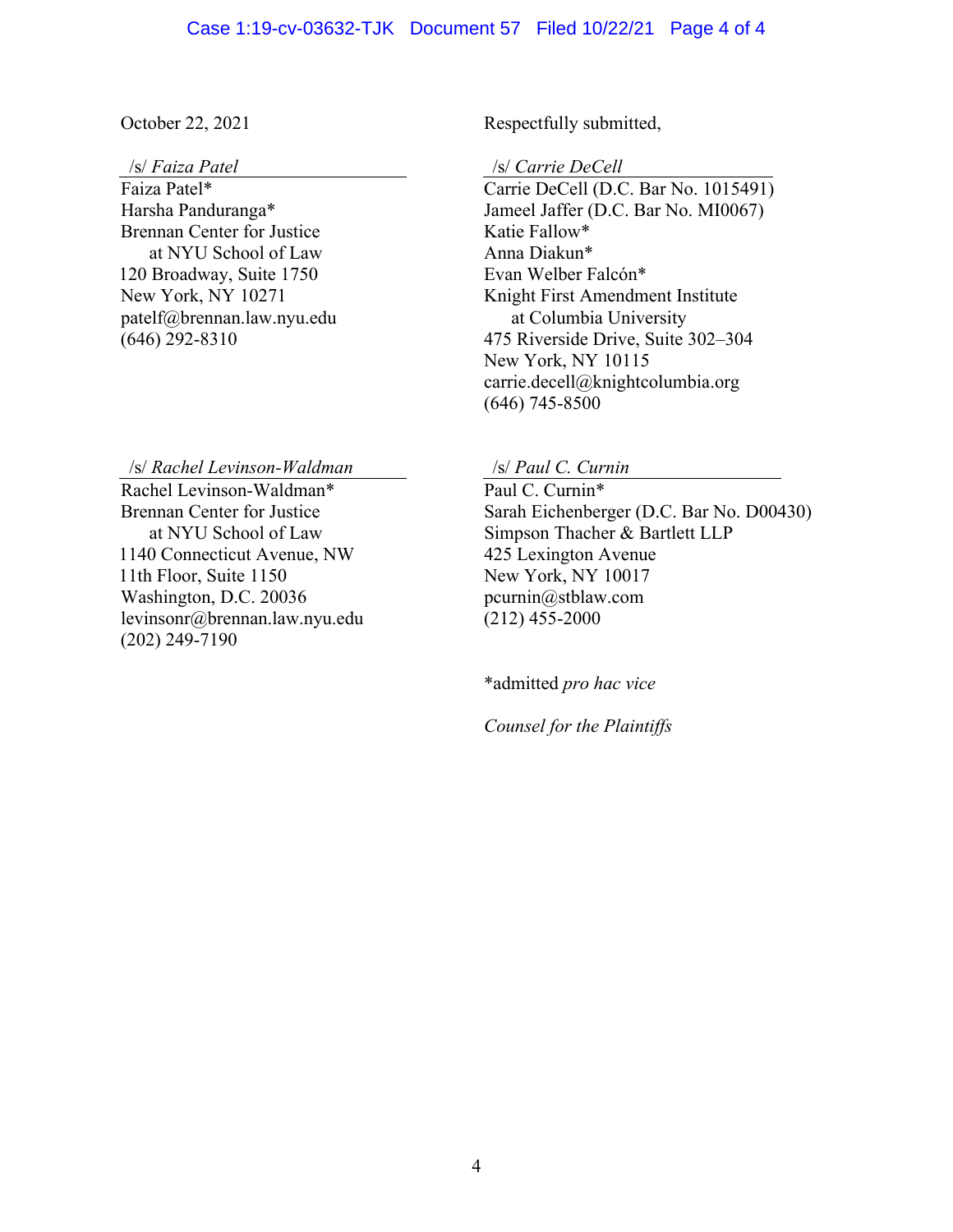October 22, 2021

Respectfully submitted,

/s/ *Carrie DeCell*
Carrie DeCell (D.C. Bar No. 1015491)
Jameel Jaffer (D.C. Bar No. MI0067)
Katie Fallow*
Anna Diakun*
Evan Welber Falcón*
Knight First Amendment Institute
at Columbia University
475 Riverside Drive, Suite 302–304
New York, NY 10115
carrie.decell@knightcolumbia.org
(646) 745-8500

/s/ *Faiza Patel*
Faiza Patel*
Harsha Panduranga*
Brennan Center for Justice
at NYU School of Law
120 Broadway, Suite 1750
New York, NY 10271
patelf@brennan.law.nyu.edu
(646) 292-8310

/s/ *Paul C. Curnin*
Paul C. Curnin*
Sarah Eichenberger (D.C. Bar No. D00430)
Simpson Thacher & Bartlett LLP
425 Lexington Avenue
New York, NY 10017
pcurnin@stblaw.com
(212) 455-2000

/s/ *Rachel Levinson-Waldman*
Rachel Levinson-Waldman*
Brennan Center for Justice
at NYU School of Law
1140 Connecticut Avenue, NW
11th Floor, Suite 1150
Washington, D.C. 20036
levinsonr@brennan.law.nyu.edu
(202) 249-7190

*admitted *pro hac vice*

*Counsel for the Plaintiffs*